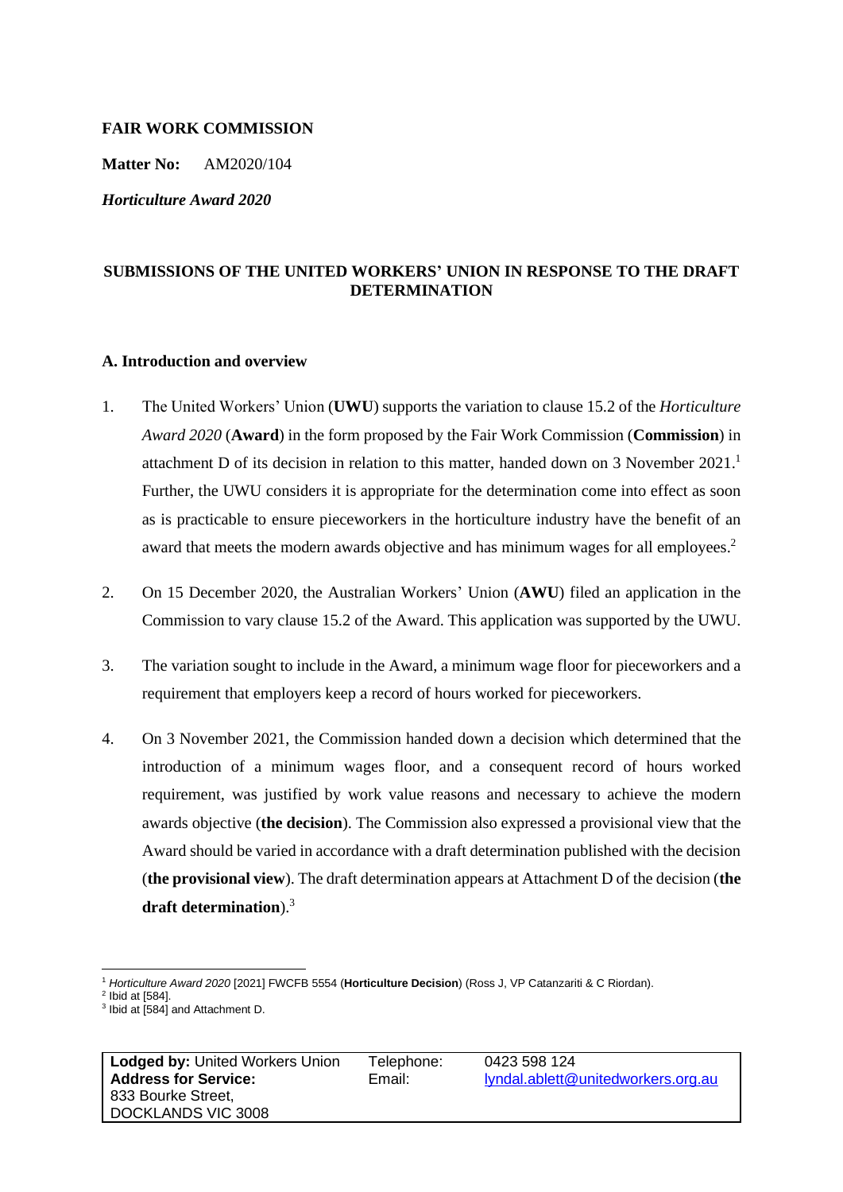**FAIR WORK COMMISSION**

**Matter No:** AM2020/104

***Horticulture Award 2020***

**SUBMISSIONS OF THE UNITED WORKERS' UNION IN RESPONSE TO THE DRAFT DETERMINATION**

**A. Introduction and overview**

1. The United Workers' Union (**UWU**) supports the variation to clause 15.2 of the *Horticulture Award 2020* (**Award**) in the form proposed by the Fair Work Commission (**Commission**) in attachment D of its decision in relation to this matter, handed down on 3 November 2021.[1] Further, the UWU considers it is appropriate for the determination come into effect as soon as is practicable to ensure pieceworkers in the horticulture industry have the benefit of an award that meets the modern awards objective and has minimum wages for all employees.[2]

2. On 15 December 2020, the Australian Workers' Union (**AWU**) filed an application in the Commission to vary clause 15.2 of the Award. This application was supported by the UWU.

3. The variation sought to include in the Award, a minimum wage floor for pieceworkers and a requirement that employers keep a record of hours worked for pieceworkers.

4. On 3 November 2021, the Commission handed down a decision which determined that the introduction of a minimum wages floor, and a consequent record of hours worked requirement, was justified by work value reasons and necessary to achieve the modern awards objective (**the decision**). The Commission also expressed a provisional view that the Award should be varied in accordance with a draft determination published with the decision (**the provisional view**). The draft determination appears at Attachment D of the decision (**the draft determination**).[3]

---

[1] *Horticulture Award 2020* [2021] FWCFB 5554 (**Horticulture Decision**) (Ross J, VP Catanzariti & C Riordan).

[2] Ibid at [584].

[3] Ibid at [584] and Attachment D.

| **Lodged by:** United Workers Union | Telephone: | 0423 598 124 |
|---|---|---|
| **Address for Service:** 833 Bourke Street, DOCKLANDS VIC 3008 | Email: | lyndal.ablett@unitedworkers.org.au |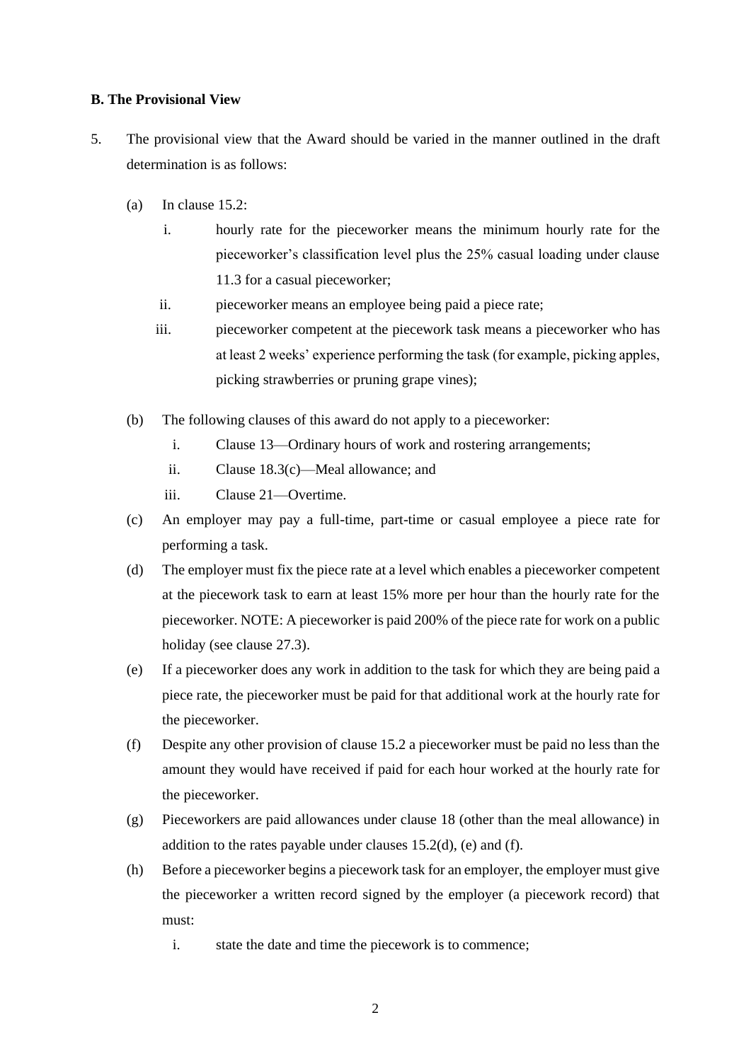**B. The Provisional View**

5. The provisional view that the Award should be varied in the manner outlined in the draft determination is as follows:

   (a) In clause 15.2:

      i. hourly rate for the pieceworker means the minimum hourly rate for the pieceworker's classification level plus the 25% casual loading under clause 11.3 for a casual pieceworker;

      ii. pieceworker means an employee being paid a piece rate;

      iii. pieceworker competent at the piecework task means a pieceworker who has at least 2 weeks' experience performing the task (for example, picking apples, picking strawberries or pruning grape vines);

   (b) The following clauses of this award do not apply to a pieceworker:

      i. Clause 13—Ordinary hours of work and rostering arrangements;

      ii. Clause 18.3(c)—Meal allowance; and

      iii. Clause 21—Overtime.

   (c) An employer may pay a full-time, part-time or casual employee a piece rate for performing a task.

   (d) The employer must fix the piece rate at a level which enables a pieceworker competent at the piecework task to earn at least 15% more per hour than the hourly rate for the pieceworker. NOTE: A pieceworker is paid 200% of the piece rate for work on a public holiday (see clause 27.3).

   (e) If a pieceworker does any work in addition to the task for which they are being paid a piece rate, the pieceworker must be paid for that additional work at the hourly rate for the pieceworker.

   (f) Despite any other provision of clause 15.2 a pieceworker must be paid no less than the amount they would have received if paid for each hour worked at the hourly rate for the pieceworker.

   (g) Pieceworkers are paid allowances under clause 18 (other than the meal allowance) in addition to the rates payable under clauses 15.2(d), (e) and (f).

   (h) Before a pieceworker begins a piecework task for an employer, the employer must give the pieceworker a written record signed by the employer (a piecework record) that must:

      i. state the date and time the piecework is to commence;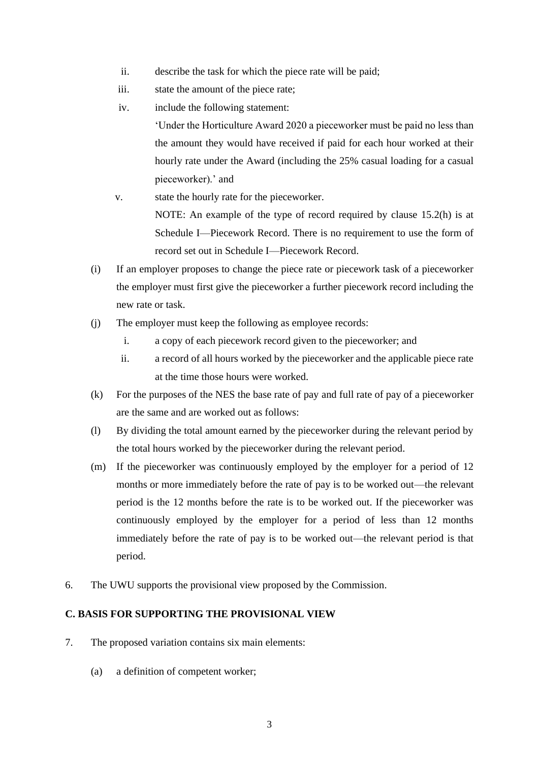ii. describe the task for which the piece rate will be paid;

iii. state the amount of the piece rate;

iv. include the following statement:

'Under the Horticulture Award 2020 a pieceworker must be paid no less than the amount they would have received if paid for each hour worked at their hourly rate under the Award (including the 25% casual loading for a casual pieceworker).' and

v. state the hourly rate for the pieceworker.

NOTE: An example of the type of record required by clause 15.2(h) is at Schedule I—Piecework Record. There is no requirement to use the form of record set out in Schedule I—Piecework Record.

(i) If an employer proposes to change the piece rate or piecework task of a pieceworker the employer must first give the pieceworker a further piecework record including the new rate or task.

(j) The employer must keep the following as employee records:

i. a copy of each piecework record given to the pieceworker; and

ii. a record of all hours worked by the pieceworker and the applicable piece rate at the time those hours were worked.

(k) For the purposes of the NES the base rate of pay and full rate of pay of a pieceworker are the same and are worked out as follows:

(l) By dividing the total amount earned by the pieceworker during the relevant period by the total hours worked by the pieceworker during the relevant period.

(m) If the pieceworker was continuously employed by the employer for a period of 12 months or more immediately before the rate of pay is to be worked out—the relevant period is the 12 months before the rate is to be worked out. If the pieceworker was continuously employed by the employer for a period of less than 12 months immediately before the rate of pay is to be worked out—the relevant period is that period.

6. The UWU supports the provisional view proposed by the Commission.

## C. BASIS FOR SUPPORTING THE PROVISIONAL VIEW

7. The proposed variation contains six main elements:

(a) a definition of competent worker;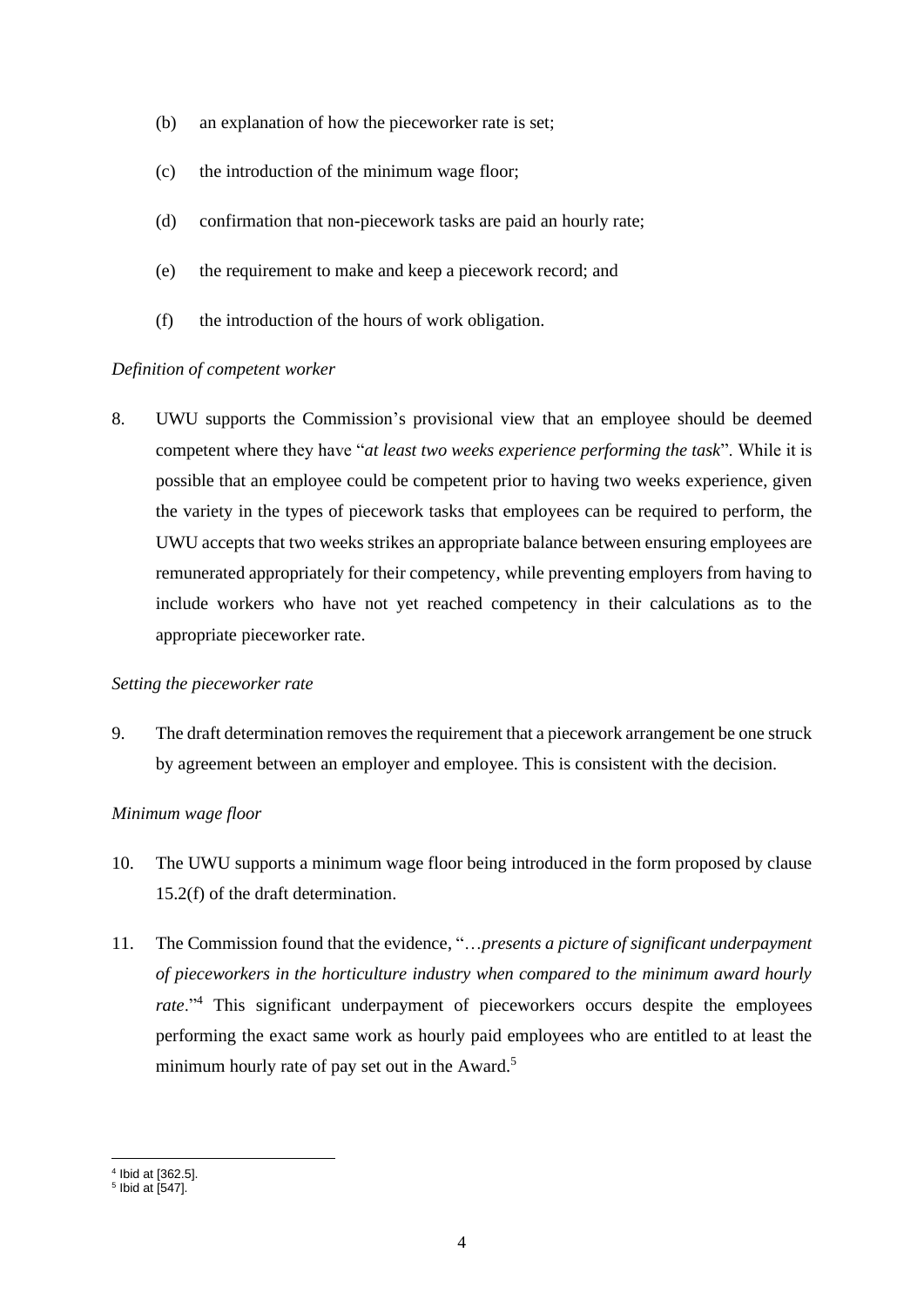(b) an explanation of how the pieceworker rate is set;

(c) the introduction of the minimum wage floor;

(d) confirmation that non-piecework tasks are paid an hourly rate;

(e) the requirement to make and keep a piecework record; and

(f) the introduction of the hours of work obligation.

*Definition of competent worker*

8. UWU supports the Commission's provisional view that an employee should be deemed competent where they have "*at least two weeks experience performing the task*". While it is possible that an employee could be competent prior to having two weeks experience, given the variety in the types of piecework tasks that employees can be required to perform, the UWU accepts that two weeks strikes an appropriate balance between ensuring employees are remunerated appropriately for their competency, while preventing employers from having to include workers who have not yet reached competency in their calculations as to the appropriate pieceworker rate.

*Setting the pieceworker rate*

9. The draft determination removes the requirement that a piecework arrangement be one struck by agreement between an employer and employee. This is consistent with the decision.

*Minimum wage floor*

10. The UWU supports a minimum wage floor being introduced in the form proposed by clause 15.2(f) of the draft determination.

11. The Commission found that the evidence, "…*presents a picture of significant underpayment of pieceworkers in the horticulture industry when compared to the minimum award hourly rate*."[4] This significant underpayment of pieceworkers occurs despite the employees performing the exact same work as hourly paid employees who are entitled to at least the minimum hourly rate of pay set out in the Award.[5]

---

[4] Ibid at [362.5].
[5] Ibid at [547].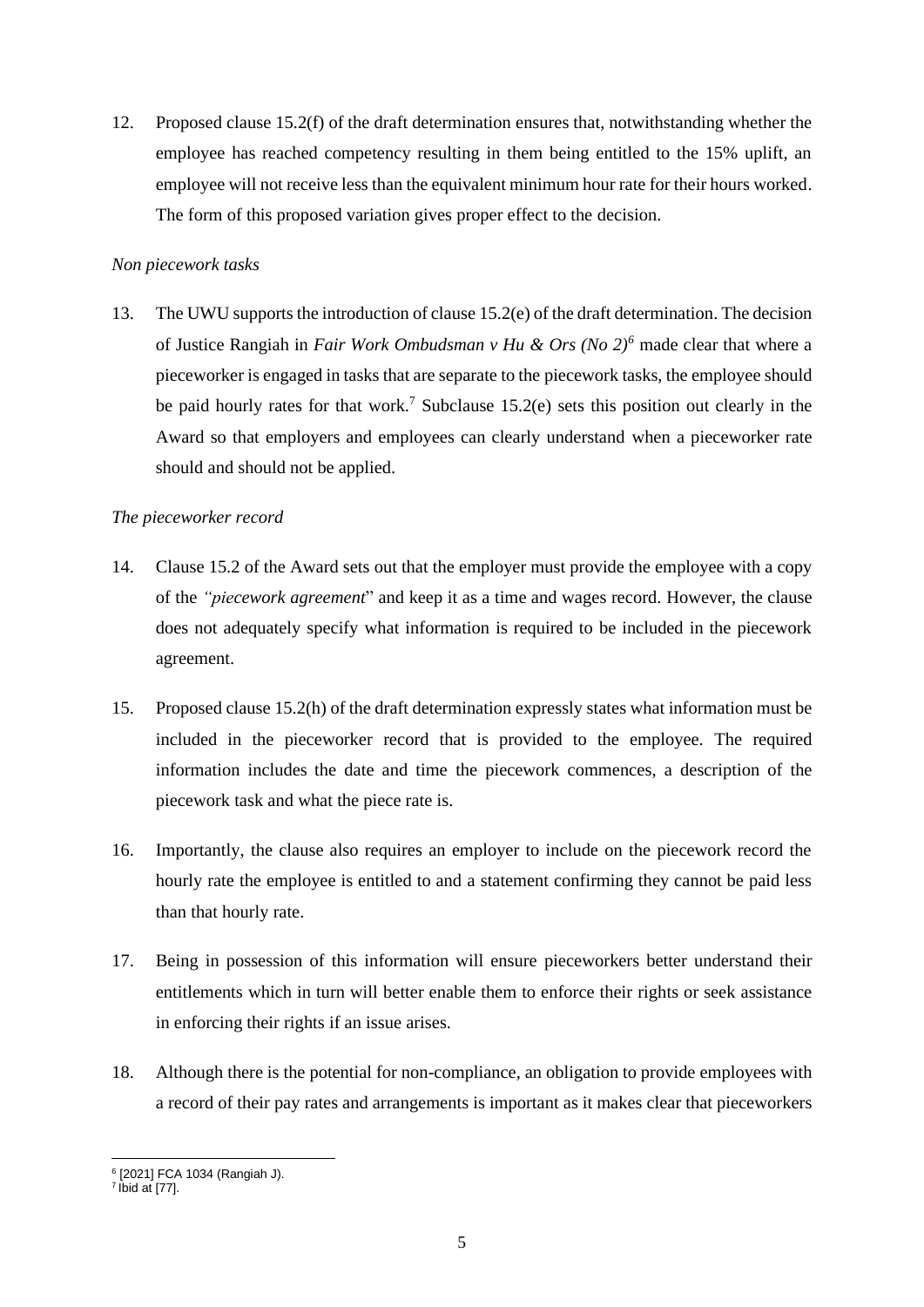12. Proposed clause 15.2(f) of the draft determination ensures that, notwithstanding whether the employee has reached competency resulting in them being entitled to the 15% uplift, an employee will not receive less than the equivalent minimum hour rate for their hours worked. The form of this proposed variation gives proper effect to the decision.

*Non piecework tasks*

13. The UWU supports the introduction of clause 15.2(e) of the draft determination. The decision of Justice Rangiah in *Fair Work Ombudsman v Hu & Ors (No 2)*[6] made clear that where a pieceworker is engaged in tasks that are separate to the piecework tasks, the employee should be paid hourly rates for that work.[7] Subclause 15.2(e) sets this position out clearly in the Award so that employers and employees can clearly understand when a pieceworker rate should and should not be applied.

*The pieceworker record*

14. Clause 15.2 of the Award sets out that the employer must provide the employee with a copy of the *"piecework agreement*" and keep it as a time and wages record. However, the clause does not adequately specify what information is required to be included in the piecework agreement.

15. Proposed clause 15.2(h) of the draft determination expressly states what information must be included in the pieceworker record that is provided to the employee. The required information includes the date and time the piecework commences, a description of the piecework task and what the piece rate is.

16. Importantly, the clause also requires an employer to include on the piecework record the hourly rate the employee is entitled to and a statement confirming they cannot be paid less than that hourly rate.

17. Being in possession of this information will ensure pieceworkers better understand their entitlements which in turn will better enable them to enforce their rights or seek assistance in enforcing their rights if an issue arises.

18. Although there is the potential for non-compliance, an obligation to provide employees with a record of their pay rates and arrangements is important as it makes clear that pieceworkers

---

[6] [2021] FCA 1034 (Rangiah J).

[7] Ibid at [77].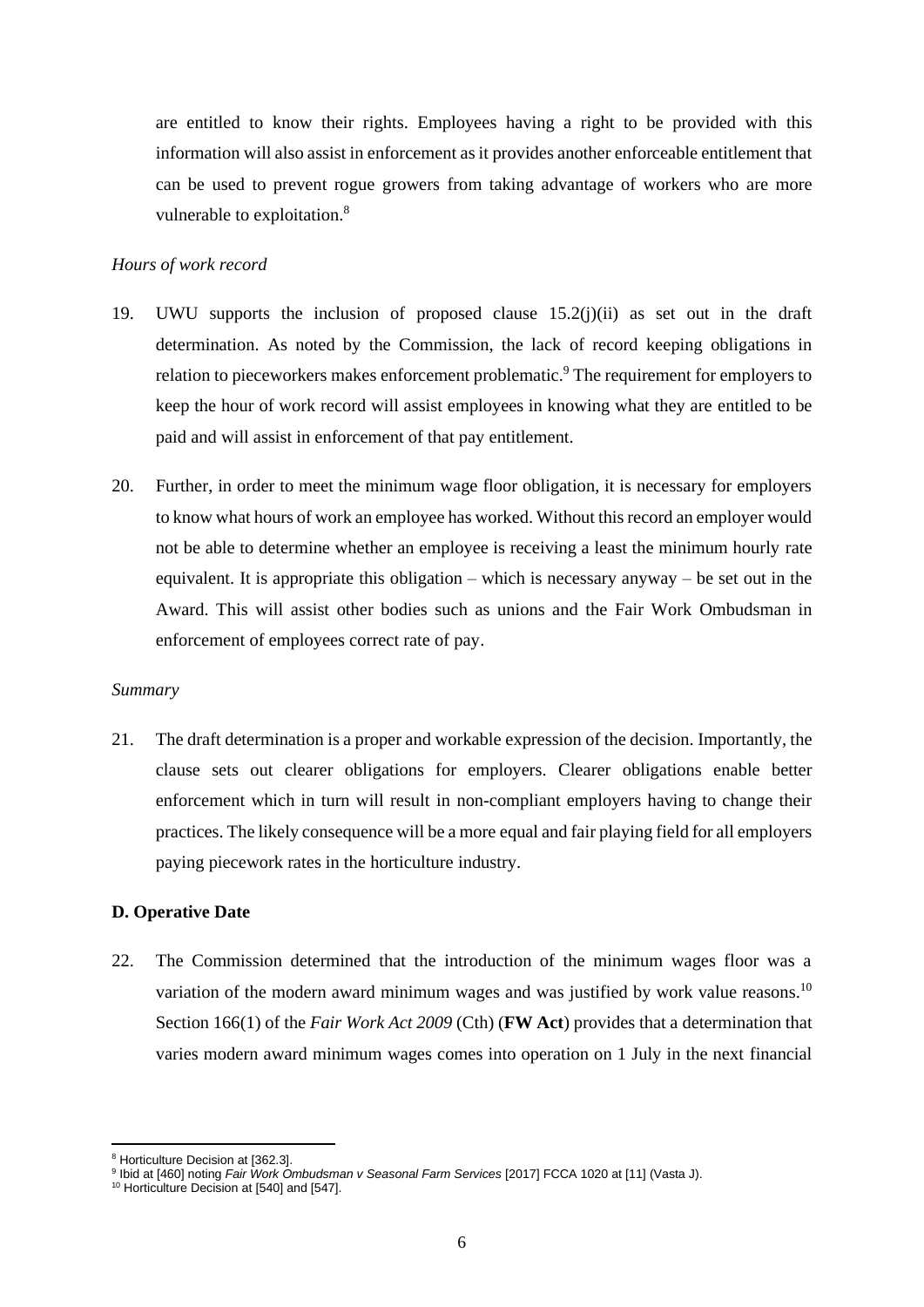are entitled to know their rights. Employees having a right to be provided with this information will also assist in enforcement as it provides another enforceable entitlement that can be used to prevent rogue growers from taking advantage of workers who are more vulnerable to exploitation.[8]

*Hours of work record*

19. UWU supports the inclusion of proposed clause 15.2(j)(ii) as set out in the draft determination. As noted by the Commission, the lack of record keeping obligations in relation to pieceworkers makes enforcement problematic.[9] The requirement for employers to keep the hour of work record will assist employees in knowing what they are entitled to be paid and will assist in enforcement of that pay entitlement.

20. Further, in order to meet the minimum wage floor obligation, it is necessary for employers to know what hours of work an employee has worked. Without this record an employer would not be able to determine whether an employee is receiving a least the minimum hourly rate equivalent. It is appropriate this obligation – which is necessary anyway – be set out in the Award. This will assist other bodies such as unions and the Fair Work Ombudsman in enforcement of employees correct rate of pay.

*Summary*

21. The draft determination is a proper and workable expression of the decision. Importantly, the clause sets out clearer obligations for employers. Clearer obligations enable better enforcement which in turn will result in non-compliant employers having to change their practices. The likely consequence will be a more equal and fair playing field for all employers paying piecework rates in the horticulture industry.

**D. Operative Date**

22. The Commission determined that the introduction of the minimum wages floor was a variation of the modern award minimum wages and was justified by work value reasons.[10] Section 166(1) of the *Fair Work Act 2009* (Cth) (**FW Act**) provides that a determination that varies modern award minimum wages comes into operation on 1 July in the next financial

---

[8] Horticulture Decision at [362.3].

[9] Ibid at [460] noting *Fair Work Ombudsman v Seasonal Farm Services* [2017] FCCA 1020 at [11] (Vasta J).

[10] Horticulture Decision at [540] and [547].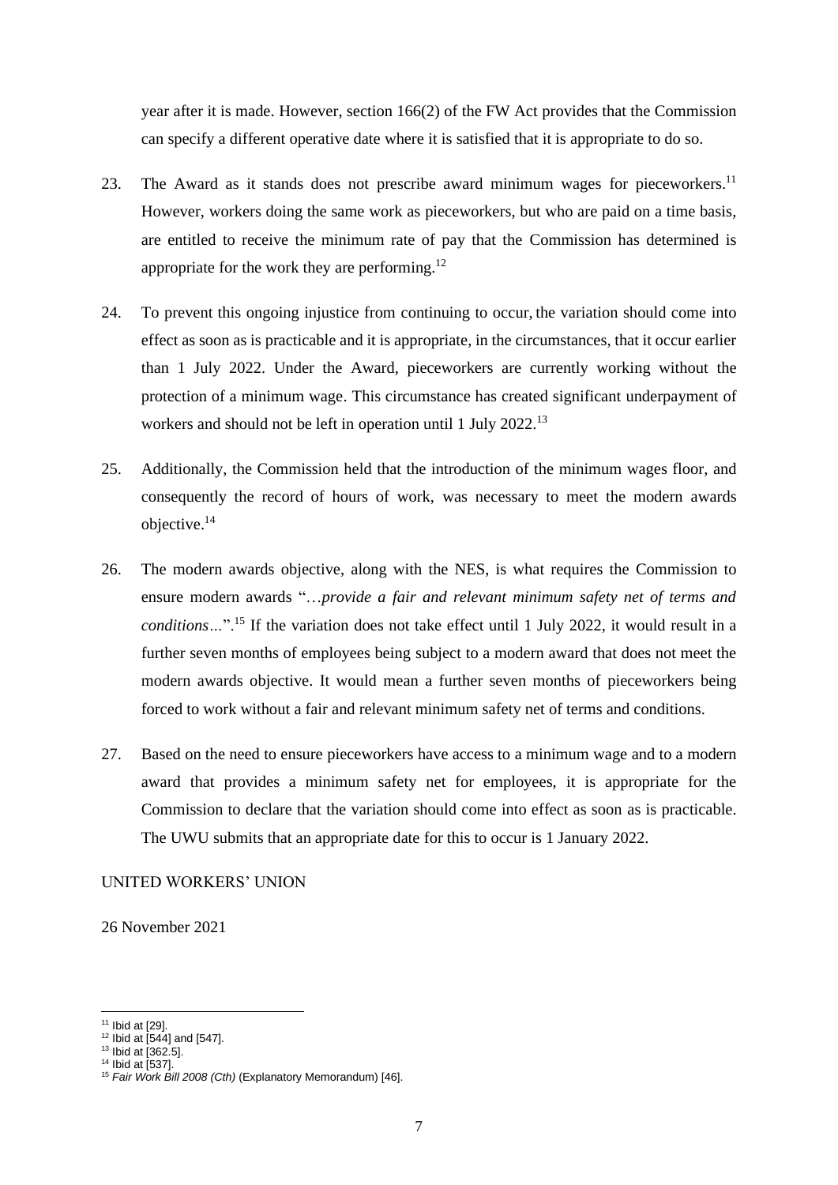year after it is made. However, section 166(2) of the FW Act provides that the Commission can specify a different operative date where it is satisfied that it is appropriate to do so.

23. The Award as it stands does not prescribe award minimum wages for pieceworkers.[11] However, workers doing the same work as pieceworkers, but who are paid on a time basis, are entitled to receive the minimum rate of pay that the Commission has determined is appropriate for the work they are performing.[12]

24. To prevent this ongoing injustice from continuing to occur, the variation should come into effect as soon as is practicable and it is appropriate, in the circumstances, that it occur earlier than 1 July 2022. Under the Award, pieceworkers are currently working without the protection of a minimum wage. This circumstance has created significant underpayment of workers and should not be left in operation until 1 July 2022.[13]

25. Additionally, the Commission held that the introduction of the minimum wages floor, and consequently the record of hours of work, was necessary to meet the modern awards objective.[14]

26. The modern awards objective, along with the NES, is what requires the Commission to ensure modern awards "…*provide a fair and relevant minimum safety net of terms and conditions*…".[15] If the variation does not take effect until 1 July 2022, it would result in a further seven months of employees being subject to a modern award that does not meet the modern awards objective. It would mean a further seven months of pieceworkers being forced to work without a fair and relevant minimum safety net of terms and conditions.

27. Based on the need to ensure pieceworkers have access to a minimum wage and to a modern award that provides a minimum safety net for employees, it is appropriate for the Commission to declare that the variation should come into effect as soon as is practicable. The UWU submits that an appropriate date for this to occur is 1 January 2022.

UNITED WORKERS' UNION

26 November 2021

---

[11] Ibid at [29].
[12] Ibid at [544] and [547].
[13] Ibid at [362.5].
[14] Ibid at [537].
[15] *Fair Work Bill 2008 (Cth)* (Explanatory Memorandum) [46].